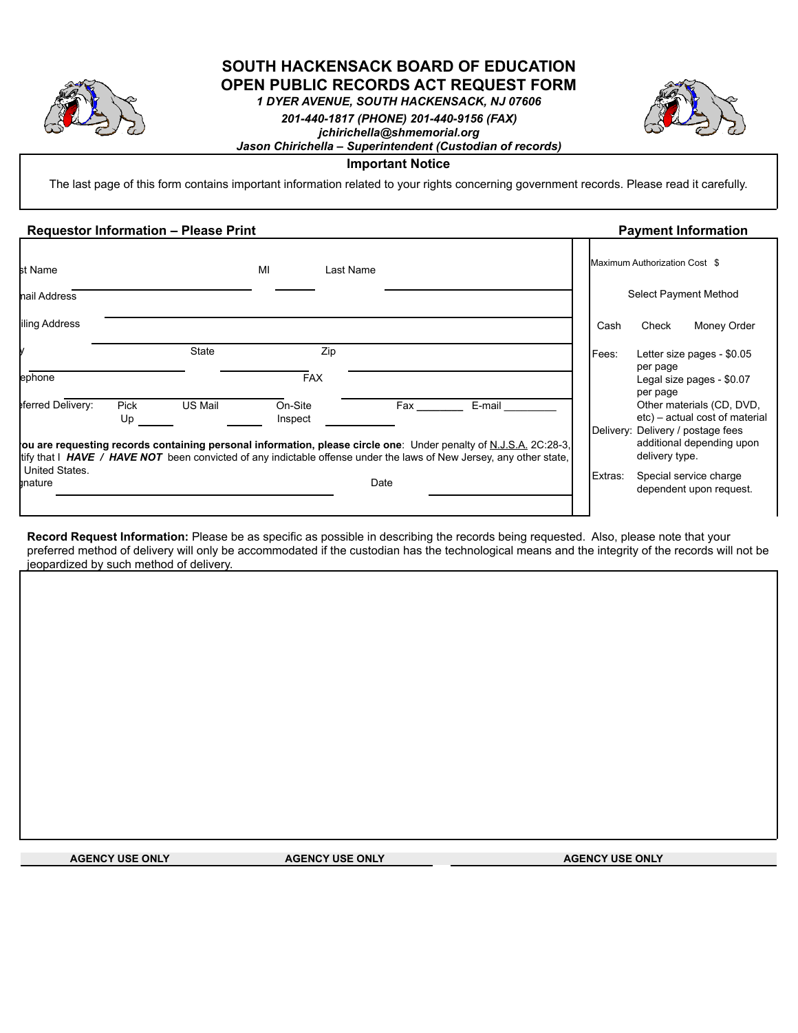# SOUTH HACKENSACK BOARD OF EDUCATION
# OPEN PUBLIC RECORDS ACT REQUEST FORM

*1 DYER AVENUE, SOUTH HACKENSACK, NJ 07606*

*201-440-1817 (PHONE) 201-440-9156 (FAX)*

*jchirichella@shmemorial.org*

*Jason Chirichella – Superintendent (Custodian of records)*

**Important Notice**

The last page of this form contains important information related to your rights concerning government records. Please read it carefully.

**Requestor Information – Please Print**

st Name ______________ MI ______ Last Name ______________

nail Address ______________

iling Address ______________

y ______________ State ______________ Zip ______________

ephone ______________ FAX ______________

eferred Delivery: Pick Up ______ US Mail ______ On-Site Inspect ______ Fax ________ E-mail ________

**ou are requesting records containing personal information, please circle one**: Under penalty of N.J.S.A. 2C:28-3, tify that I ***HAVE / HAVE NOT*** been convicted of any indictable offense under the laws of New Jersey, any other state, United States.

gnature ______________ Date ______________

**Payment Information**

Maximum Authorization Cost $

Select Payment Method

Cash Check Money Order

Fees: Letter size pages - $0.05 per page
Legal size pages - $0.07 per page
Other materials (CD, DVD, etc) – actual cost of material

Delivery: Delivery / postage fees additional depending upon delivery type.

Extras: Special service charge dependent upon request.

**Record Request Information:** Please be as specific as possible in describing the records being requested. Also, please note that your preferred method of delivery will only be accommodated if the custodian has the technological means and the integrity of the records will not be jeopardized by such method of delivery.

| AGENCY USE ONLY | AGENCY USE ONLY | AGENCY USE ONLY |
|---|---|---|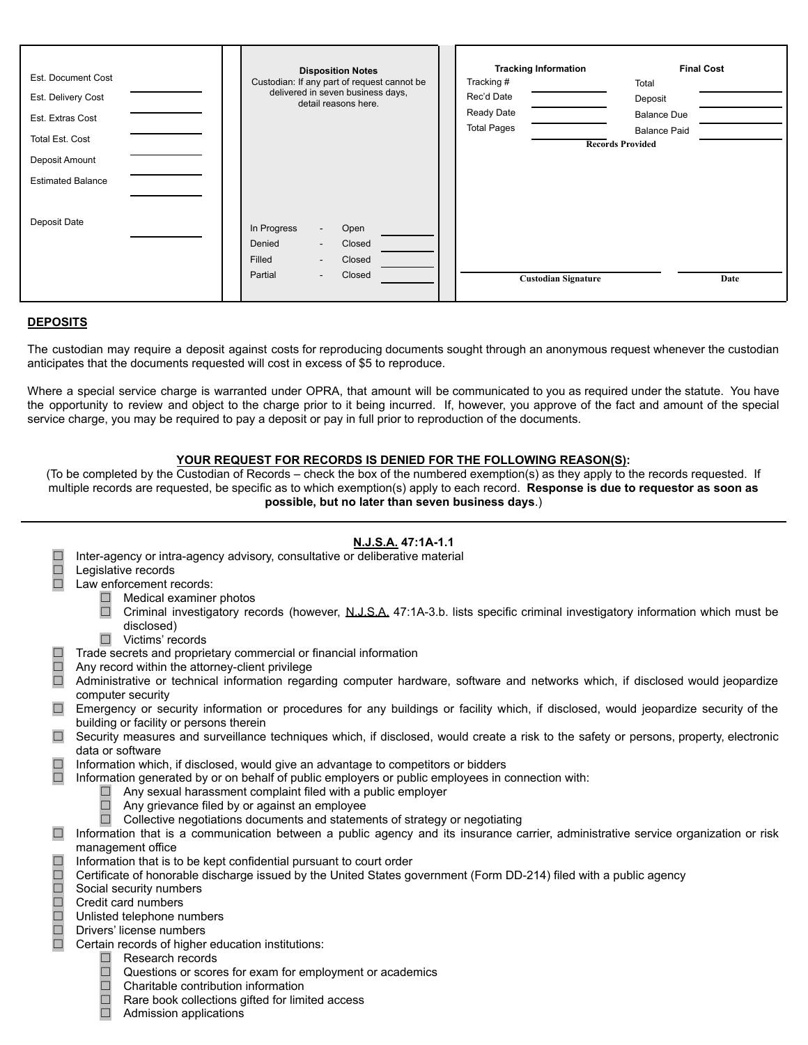| Est. Document Cost | |
|---|---|
| Est. Delivery Cost | |
| Est. Extras Cost | |
| Total Est. Cost | |
| Deposit Amount | |
| Estimated Balance | |
| Deposit Date | |

**Disposition Notes**
Custodian: If any part of request cannot be delivered in seven business days, detail reasons here.

| | | | |
|---|---|---|---|
| In Progress | - | Open | |
| Denied | - | Closed | |
| Filled | - | Closed | |
| Partial | - | Closed | |

| Tracking Information | | Final Cost | |
|---|---|---|---|
| Tracking # | | Total | |
| Rec'd Date | | Deposit | |
| Ready Date | | Balance Due | |
| Total Pages | | Balance Paid | |

**Records Provided**

Custodian Signature ______________________ Date ______________

## DEPOSITS

The custodian may require a deposit against costs for reproducing documents sought through an anonymous request whenever the custodian anticipates that the documents requested will cost in excess of $5 to reproduce.

Where a special service charge is warranted under OPRA, that amount will be communicated to you as required under the statute. You have the opportunity to review and object to the charge prior to it being incurred. If, however, you approve of the fact and amount of the special service charge, you may be required to pay a deposit or pay in full prior to reproduction of the documents.

## YOUR REQUEST FOR RECORDS IS DENIED FOR THE FOLLOWING REASON(S):

(To be completed by the Custodian of Records – check the box of the numbered exemption(s) as they apply to the records requested. If multiple records are requested, be specific as to which exemption(s) apply to each record. **Response is due to requestor as soon as possible, but no later than seven business days**.)

### N.J.S.A. 47:1A-1.1

- ☐ Inter-agency or intra-agency advisory, consultative or deliberative material
- ☐ Legislative records
- ☐ Law enforcement records:
  - ☐ Medical examiner photos
  - ☐ Criminal investigatory records (however, N.J.S.A. 47:1A-3.b. lists specific criminal investigatory information which must be disclosed)
  - ☐ Victims' records
- ☐ Trade secrets and proprietary commercial or financial information
- ☐ Any record within the attorney-client privilege
- ☐ Administrative or technical information regarding computer hardware, software and networks which, if disclosed would jeopardize computer security
- ☐ Emergency or security information or procedures for any buildings or facility which, if disclosed, would jeopardize security of the building or facility or persons therein
- ☐ Security measures and surveillance techniques which, if disclosed, would create a risk to the safety or persons, property, electronic data or software
- ☐ Information which, if disclosed, would give an advantage to competitors or bidders
- ☐ Information generated by or on behalf of public employers or public employees in connection with:
  - ☐ Any sexual harassment complaint filed with a public employer
  - ☐ Any grievance filed by or against an employee
  - ☐ Collective negotiations documents and statements of strategy or negotiating
- ☐ Information that is a communication between a public agency and its insurance carrier, administrative service organization or risk management office
- ☐ Information that is to be kept confidential pursuant to court order
- ☐ Certificate of honorable discharge issued by the United States government (Form DD-214) filed with a public agency
- ☐ Social security numbers
- ☐ Credit card numbers
- ☐ Unlisted telephone numbers
- ☐ Drivers' license numbers
- ☐ Certain records of higher education institutions:
  - ☐ Research records
  - ☐ Questions or scores for exam for employment or academics
  - ☐ Charitable contribution information
  - ☐ Rare book collections gifted for limited access
  - ☐ Admission applications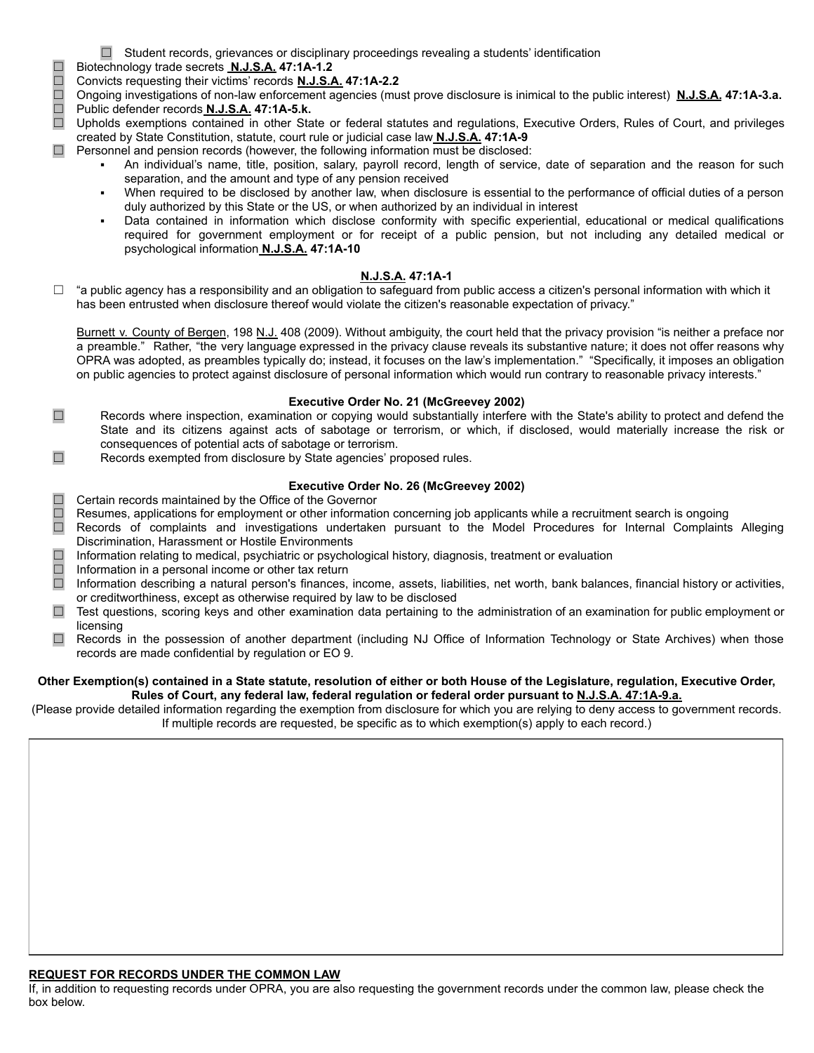- ☐ Student records, grievances or disciplinary proceedings revealing a students' identification
- ☐ Biotechnology trade secrets **N.J.S.A. 47:1A-1.2**
- ☐ Convicts requesting their victims' records **N.J.S.A. 47:1A-2.2**
- ☐ Ongoing investigations of non-law enforcement agencies (must prove disclosure is inimical to the public interest) **N.J.S.A. 47:1A-3.a.**
- ☐ Public defender records **N.J.S.A. 47:1A-5.k.**
- ☐ Upholds exemptions contained in other State or federal statutes and regulations, Executive Orders, Rules of Court, and privileges created by State Constitution, statute, court rule or judicial case law **N.J.S.A. 47:1A-9**
- ☐ Personnel and pension records (however, the following information must be disclosed:
  - An individual's name, title, position, salary, payroll record, length of service, date of separation and the reason for such separation, and the amount and type of any pension received
  - When required to be disclosed by another law, when disclosure is essential to the performance of official duties of a person duly authorized by this State or the US, or when authorized by an individual in interest
  - Data contained in information which disclose conformity with specific experiential, educational or medical qualifications required for government employment or for receipt of a public pension, but not including any detailed medical or psychological information **N.J.S.A. 47:1A-10**

**N.J.S.A. 47:1A-1**

☐ "a public agency has a responsibility and an obligation to safeguard from public access a citizen's personal information with which it has been entrusted when disclosure thereof would violate the citizen's reasonable expectation of privacy."

Burnett v. County of Bergen, 198 N.J. 408 (2009). Without ambiguity, the court held that the privacy provision "is neither a preface nor a preamble." Rather, "the very language expressed in the privacy clause reveals its substantive nature; it does not offer reasons why OPRA was adopted, as preambles typically do; instead, it focuses on the law's implementation." "Specifically, it imposes an obligation on public agencies to protect against disclosure of personal information which would run contrary to reasonable privacy interests."

**Executive Order No. 21 (McGreevey 2002)**

- ☐ Records where inspection, examination or copying would substantially interfere with the State's ability to protect and defend the State and its citizens against acts of sabotage or terrorism, or which, if disclosed, would materially increase the risk or consequences of potential acts of sabotage or terrorism.
- ☐ Records exempted from disclosure by State agencies' proposed rules.

**Executive Order No. 26 (McGreevey 2002)**

- ☐ Certain records maintained by the Office of the Governor
- ☐ Resumes, applications for employment or other information concerning job applicants while a recruitment search is ongoing
- ☐ Records of complaints and investigations undertaken pursuant to the Model Procedures for Internal Complaints Alleging Discrimination, Harassment or Hostile Environments
- ☐ Information relating to medical, psychiatric or psychological history, diagnosis, treatment or evaluation
- ☐ Information in a personal income or other tax return
- ☐ Information describing a natural person's finances, income, assets, liabilities, net worth, bank balances, financial history or activities, or creditworthiness, except as otherwise required by law to be disclosed
- ☐ Test questions, scoring keys and other examination data pertaining to the administration of an examination for public employment or licensing
- ☐ Records in the possession of another department (including NJ Office of Information Technology or State Archives) when those records are made confidential by regulation or EO 9.

**Other Exemption(s) contained in a State statute, resolution of either or both House of the Legislature, regulation, Executive Order, Rules of Court, any federal law, federal regulation or federal order pursuant to N.J.S.A. 47:1A-9.a.**

(Please provide detailed information regarding the exemption from disclosure for which you are relying to deny access to government records. If multiple records are requested, be specific as to which exemption(s) apply to each record.)

**REQUEST FOR RECORDS UNDER THE COMMON LAW**

If, in addition to requesting records under OPRA, you are also requesting the government records under the common law, please check the box below.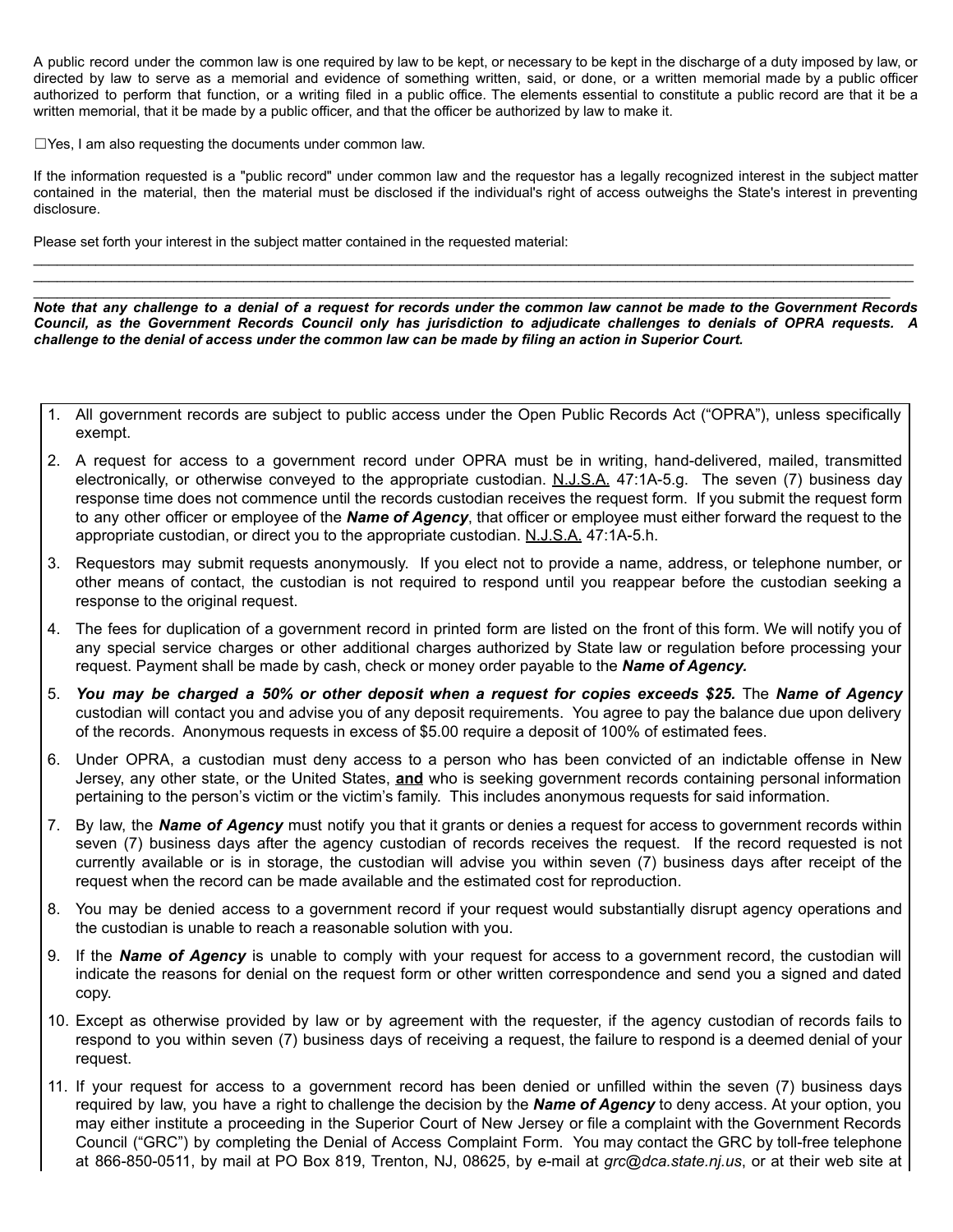A public record under the common law is one required by law to be kept, or necessary to be kept in the discharge of a duty imposed by law, or directed by law to serve as a memorial and evidence of something written, said, or done, or a written memorial made by a public officer authorized to perform that function, or a writing filed in a public office. The elements essential to constitute a public record are that it be a written memorial, that it be made by a public officer, and that the officer be authorized by law to make it.

☐Yes, I am also requesting the documents under common law.

If the information requested is a "public record" under common law and the requestor has a legally recognized interest in the subject matter contained in the material, then the material must be disclosed if the individual's right of access outweighs the State's interest in preventing disclosure.

Please set forth your interest in the subject matter contained in the requested material:

______________________________________________________________________________________________________________

______________________________________________________________________________________________________________

______________________________________________________________________________________________________________

***Note that any challenge to a denial of a request for records under the common law cannot be made to the Government Records Council, as the Government Records Council only has jurisdiction to adjudicate challenges to denials of OPRA requests. A challenge to the denial of access under the common law can be made by filing an action in Superior Court.***

1. All government records are subject to public access under the Open Public Records Act ("OPRA"), unless specifically exempt.
2. A request for access to a government record under OPRA must be in writing, hand-delivered, mailed, transmitted electronically, or otherwise conveyed to the appropriate custodian. N.J.S.A. 47:1A-5.g. The seven (7) business day response time does not commence until the records custodian receives the request form. If you submit the request form to any other officer or employee of the ***Name of Agency***, that officer or employee must either forward the request to the appropriate custodian, or direct you to the appropriate custodian. N.J.S.A. 47:1A-5.h.
3. Requestors may submit requests anonymously. If you elect not to provide a name, address, or telephone number, or other means of contact, the custodian is not required to respond until you reappear before the custodian seeking a response to the original request.
4. The fees for duplication of a government record in printed form are listed on the front of this form. We will notify you of any special service charges or other additional charges authorized by State law or regulation before processing your request. Payment shall be made by cash, check or money order payable to the ***Name of Agency.***
5. ***You may be charged a 50% or other deposit when a request for copies exceeds $25.*** The ***Name of Agency*** custodian will contact you and advise you of any deposit requirements. You agree to pay the balance due upon delivery of the records. Anonymous requests in excess of $5.00 require a deposit of 100% of estimated fees.
6. Under OPRA, a custodian must deny access to a person who has been convicted of an indictable offense in New Jersey, any other state, or the United States, **and** who is seeking government records containing personal information pertaining to the person's victim or the victim's family. This includes anonymous requests for said information.
7. By law, the ***Name of Agency*** must notify you that it grants or denies a request for access to government records within seven (7) business days after the agency custodian of records receives the request. If the record requested is not currently available or is in storage, the custodian will advise you within seven (7) business days after receipt of the request when the record can be made available and the estimated cost for reproduction.
8. You may be denied access to a government record if your request would substantially disrupt agency operations and the custodian is unable to reach a reasonable solution with you.
9. If the ***Name of Agency*** is unable to comply with your request for access to a government record, the custodian will indicate the reasons for denial on the request form or other written correspondence and send you a signed and dated copy.
10. Except as otherwise provided by law or by agreement with the requester, if the agency custodian of records fails to respond to you within seven (7) business days of receiving a request, the failure to respond is a deemed denial of your request.
11. If your request for access to a government record has been denied or unfilled within the seven (7) business days required by law, you have a right to challenge the decision by the ***Name of Agency*** to deny access. At your option, you may either institute a proceeding in the Superior Court of New Jersey or file a complaint with the Government Records Council ("GRC") by completing the Denial of Access Complaint Form. You may contact the GRC by toll-free telephone at 866-850-0511, by mail at PO Box 819, Trenton, NJ, 08625, by e-mail at *grc@dca.state.nj.us*, or at their web site at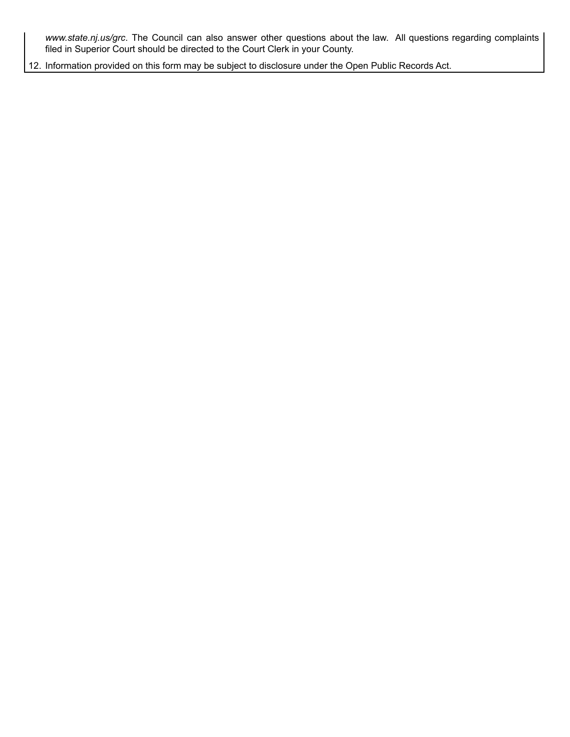*www.state.nj.us/grc*. The Council can also answer other questions about the law. All questions regarding complaints filed in Superior Court should be directed to the Court Clerk in your County.

12. Information provided on this form may be subject to disclosure under the Open Public Records Act.